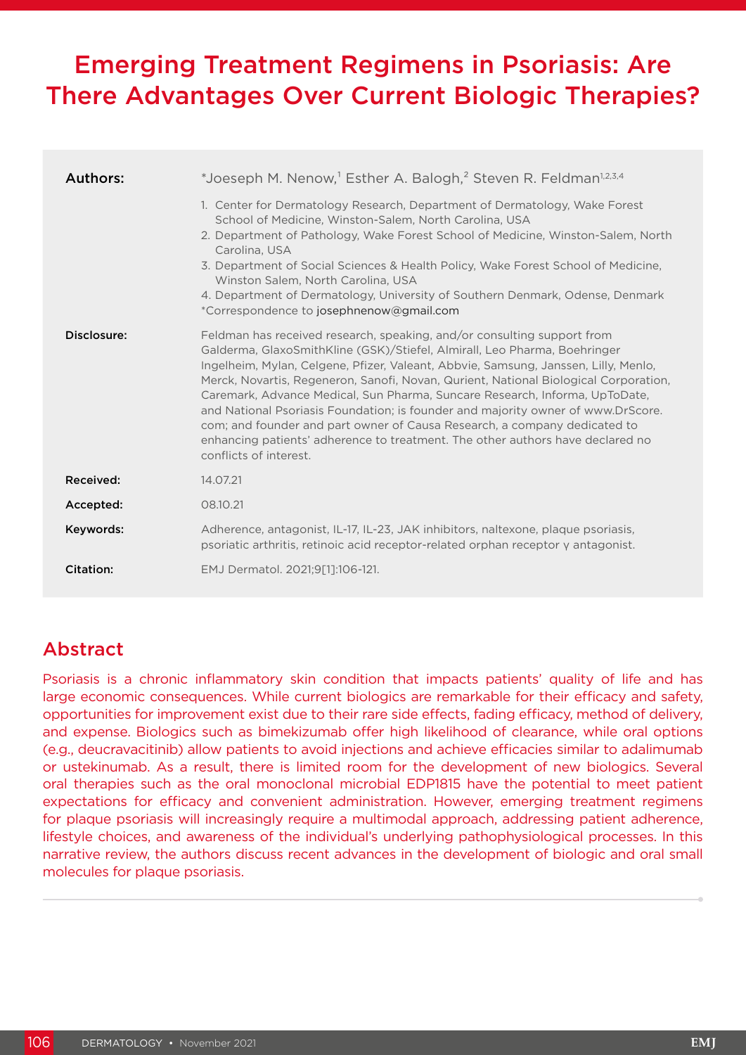# Emerging Treatment Regimens in Psoriasis: Are There Advantages Over Current Biologic Therapies?

**Authors:** *Joeseph M. Nenow,[1] Esther A. Balogh,[2] Steven R. Feldman[1,2,3,4]

1. Center for Dermatology Research, Department of Dermatology, Wake Forest School of Medicine, Winston-Salem, North Carolina, USA
2. Department of Pathology, Wake Forest School of Medicine, Winston-Salem, North Carolina, USA
3. Department of Social Sciences & Health Policy, Wake Forest School of Medicine, Winston Salem, North Carolina, USA
4. Department of Dermatology, University of Southern Denmark, Odense, Denmark

*Correspondence to josephnenow@gmail.com

**Disclosure:** Feldman has received research, speaking, and/or consulting support from Galderma, GlaxoSmithKline (GSK)/Stiefel, Almirall, Leo Pharma, Boehringer Ingelheim, Mylan, Celgene, Pfizer, Valeant, Abbvie, Samsung, Janssen, Lilly, Menlo, Merck, Novartis, Regeneron, Sanofi, Novan, Qurient, National Biological Corporation, Caremark, Advance Medical, Sun Pharma, Suncare Research, Informa, UpToDate, and National Psoriasis Foundation; is founder and majority owner of www.DrScore.com; and founder and part owner of Causa Research, a company dedicated to enhancing patients' adherence to treatment. The other authors have declared no conflicts of interest.

**Received:** 14.07.21

**Accepted:** 08.10.21

**Keywords:** Adherence, antagonist, IL-17, IL-23, JAK inhibitors, naltexone, plaque psoriasis, psoriatic arthritis, retinoic acid receptor-related orphan receptor γ antagonist.

**Citation:** EMJ Dermatol. 2021;9[1]:106-121.

## Abstract

Psoriasis is a chronic inflammatory skin condition that impacts patients' quality of life and has large economic consequences. While current biologics are remarkable for their efficacy and safety, opportunities for improvement exist due to their rare side effects, fading efficacy, method of delivery, and expense. Biologics such as bimekizumab offer high likelihood of clearance, while oral options (e.g., deucravacitinib) allow patients to avoid injections and achieve efficacies similar to adalimumab or ustekinumab. As a result, there is limited room for the development of new biologics. Several oral therapies such as the oral monoclonal microbial EDP1815 have the potential to meet patient expectations for efficacy and convenient administration. However, emerging treatment regimens for plaque psoriasis will increasingly require a multimodal approach, addressing patient adherence, lifestyle choices, and awareness of the individual's underlying pathophysiological processes. In this narrative review, the authors discuss recent advances in the development of biologic and oral small molecules for plaque psoriasis.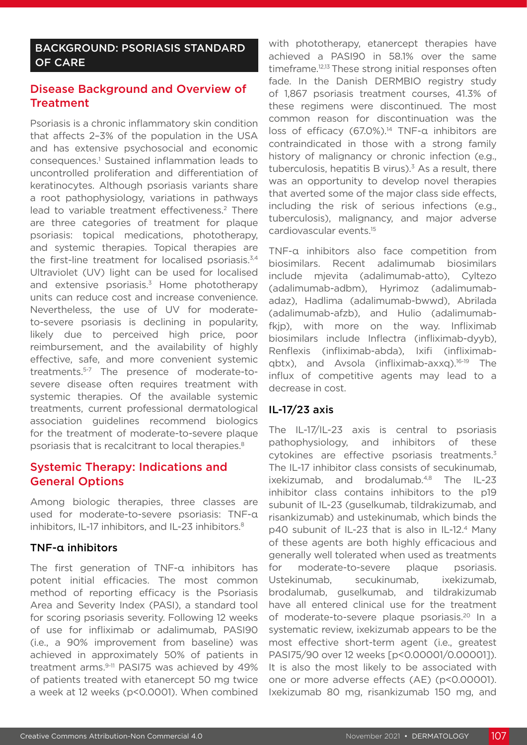## BACKGROUND: PSORIASIS STANDARD OF CARE

### Disease Background and Overview of Treatment

Psoriasis is a chronic inflammatory skin condition that affects 2–3% of the population in the USA and has extensive psychosocial and economic consequences.[1] Sustained inflammation leads to uncontrolled proliferation and differentiation of keratinocytes. Although psoriasis variants share a root pathophysiology, variations in pathways lead to variable treatment effectiveness.[2] There are three categories of treatment for plaque psoriasis: topical medications, phototherapy, and systemic therapies. Topical therapies are the first-line treatment for localised psoriasis.[3,4] Ultraviolet (UV) light can be used for localised and extensive psoriasis.[3] Home phototherapy units can reduce cost and increase convenience. Nevertheless, the use of UV for moderate-to-severe psoriasis is declining in popularity, likely due to perceived high price, poor reimbursement, and the availability of highly effective, safe, and more convenient systemic treatments.[5-7] The presence of moderate-to-severe disease often requires treatment with systemic therapies. Of the available systemic treatments, current professional dermatological association guidelines recommend biologics for the treatment of moderate-to-severe plaque psoriasis that is recalcitrant to local therapies.[8]

### Systemic Therapy: Indications and General Options

Among biologic therapies, three classes are used for moderate-to-severe psoriasis: TNF-α inhibitors, IL-17 inhibitors, and IL-23 inhibitors.[8]

#### TNF-α inhibitors

The first generation of TNF-α inhibitors has potent initial efficacies. The most common method of reporting efficacy is the Psoriasis Area and Severity Index (PASI), a standard tool for scoring psoriasis severity. Following 12 weeks of use for infliximab or adalimumab, PASI90 (i.e., a 90% improvement from baseline) was achieved in approximately 50% of patients in treatment arms.[9-11] PASI75 was achieved by 49% of patients treated with etanercept 50 mg twice a week at 12 weeks ($p<0.0001$). When combined with phototherapy, etanercept therapies have achieved a PASI90 in 58.1% over the same timeframe.[12,13] These strong initial responses often fade. In the Danish DERMBIO registry study of 1,867 psoriasis treatment courses, 41.3% of these regimens were discontinued. The most common reason for discontinuation was the loss of efficacy (67.0%).[14] TNF-α inhibitors are contraindicated in those with a strong family history of malignancy or chronic infection (e.g., tuberculosis, hepatitis B virus).[3] As a result, there was an opportunity to develop novel therapies that averted some of the major class side effects, including the risk of serious infections (e.g., tuberculosis), malignancy, and major adverse cardiovascular events.[15]

TNF-α inhibitors also face competition from biosimilars. Recent adalimumab biosimilars include mjevita (adalimumab-atto), Cyltezo (adalimumab-adbm), Hyrimoz (adalimumab-adaz), Hadlima (adalimumab-bwwd), Abrilada (adalimumab-afzb), and Hulio (adalimumab-fkjp), with more on the way. Infliximab biosimilars include Inflectra (infliximab-dyyb), Renflexis (infliximab-abda), Ixifi (infliximab-qbtx), and Avsola (infliximab-axxq).[16-19] The influx of competitive agents may lead to a decrease in cost.

#### IL-17/23 axis

The IL-17/IL-23 axis is central to psoriasis pathophysiology, and inhibitors of these cytokines are effective psoriasis treatments.[3] The IL-17 inhibitor class consists of secukinumab, ixekizumab, and brodalumab.[4,8] The IL-23 inhibitor class contains inhibitors to the p19 subunit of IL-23 (guselkumab, tildrakizumab, and risankizumab) and ustekinumab, which binds the p40 subunit of IL-23 that is also in IL-12.[4] Many of these agents are both highly efficacious and generally well tolerated when used as treatments for moderate-to-severe plaque psoriasis. Ustekinumab, secukinumab, ixekizumab, brodalumab, guselkumab, and tildrakizumab have all entered clinical use for the treatment of moderate-to-severe plaque psoriasis.[20] In a systematic review, ixekizumab appears to be the most effective short-term agent (i.e., greatest PASI75/90 over 12 weeks [$p<0.00001/0.00001$]). It is also the most likely to be associated with one or more adverse effects (AE) ($p<0.00001$). Ixekizumab 80 mg, risankizumab 150 mg, and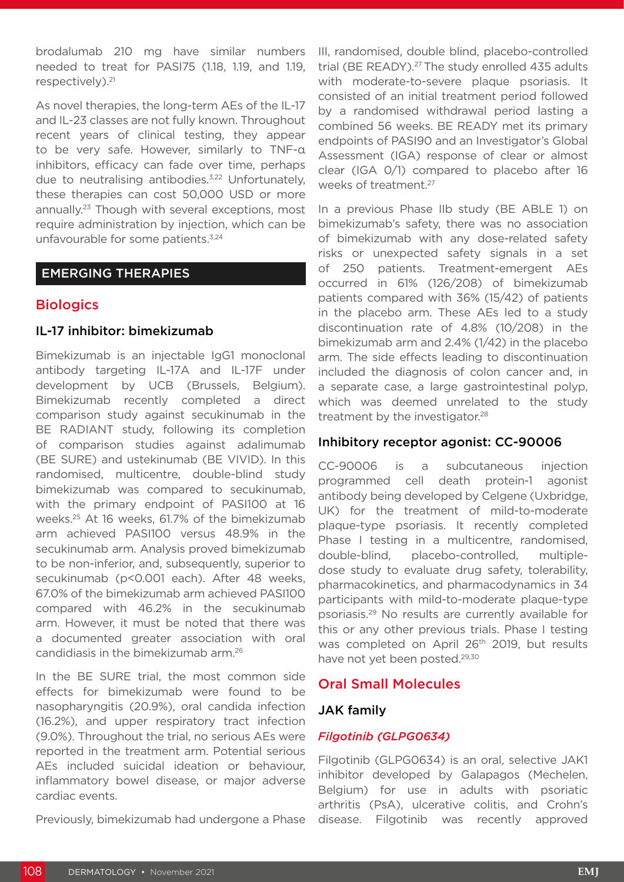brodalumab 210 mg have similar numbers needed to treat for PASI75 (1.18, 1.19, and 1.19, respectively).[21]

As novel therapies, the long-term AEs of the IL-17 and IL-23 classes are not fully known. Throughout recent years of clinical testing, they appear to be very safe. However, similarly to TNF-α inhibitors, efficacy can fade over time, perhaps due to neutralising antibodies.[3,22] Unfortunately, these therapies can cost 50,000 USD or more annually.[23] Though with several exceptions, most require administration by injection, which can be unfavourable for some patients.[3,24]

## EMERGING THERAPIES

### Biologics

#### IL-17 inhibitor: bimekizumab

Bimekizumab is an injectable IgG1 monoclonal antibody targeting IL-17A and IL-17F under development by UCB (Brussels, Belgium). Bimekizumab recently completed a direct comparison study against secukinumab in the BE RADIANT study, following its completion of comparison studies against adalimumab (BE SURE) and ustekinumab (BE VIVID). In this randomised, multicentre, double-blind study bimekizumab was compared to secukinumab, with the primary endpoint of PASI100 at 16 weeks.[25] At 16 weeks, 61.7% of the bimekizumab arm achieved PASI100 versus 48.9% in the secukinumab arm. Analysis proved bimekizumab to be non-inferior, and, subsequently, superior to secukinumab ($p<0.001$ each). After 48 weeks, 67.0% of the bimekizumab arm achieved PASI100 compared with 46.2% in the secukinumab arm. However, it must be noted that there was a documented greater association with oral candidiasis in the bimekizumab arm.[26]

In the BE SURE trial, the most common side effects for bimekizumab were found to be nasopharyngitis (20.9%), oral candida infection (16.2%), and upper respiratory tract infection (9.0%). Throughout the trial, no serious AEs were reported in the treatment arm. Potential serious AEs included suicidal ideation or behaviour, inflammatory bowel disease, or major adverse cardiac events.

Previously, bimekizumab had undergone a Phase III, randomised, double blind, placebo-controlled trial (BE READY).[27] The study enrolled 435 adults with moderate-to-severe plaque psoriasis. It consisted of an initial treatment period followed by a randomised withdrawal period lasting a combined 56 weeks. BE READY met its primary endpoints of PASI90 and an Investigator's Global Assessment (IGA) response of clear or almost clear (IGA 0/1) compared to placebo after 16 weeks of treatment.[27]

In a previous Phase IIb study (BE ABLE 1) on bimekizumab's safety, there was no association of bimekizumab with any dose-related safety risks or unexpected safety signals in a set of 250 patients. Treatment-emergent AEs occurred in 61% (126/208) of bimekizumab patients compared with 36% (15/42) of patients in the placebo arm. These AEs led to a study discontinuation rate of 4.8% (10/208) in the bimekizumab arm and 2.4% (1/42) in the placebo arm. The side effects leading to discontinuation included the diagnosis of colon cancer and, in a separate case, a large gastrointestinal polyp, which was deemed unrelated to the study treatment by the investigator.[28]

#### Inhibitory receptor agonist: CC-90006

CC-90006 is a subcutaneous injection programmed cell death protein-1 agonist antibody being developed by Celgene (Uxbridge, UK) for the treatment of mild-to-moderate plaque-type psoriasis. It recently completed Phase I testing in a multicentre, randomised, double-blind, placebo-controlled, multiple-dose study to evaluate drug safety, tolerability, pharmacokinetics, and pharmacodynamics in 34 participants with mild-to-moderate plaque-type psoriasis.[29] No results are currently available for this or any other previous trials. Phase I testing was completed on April 26th 2019, but results have not yet been posted.[29,30]

### Oral Small Molecules

#### JAK family

##### *Filgotinib (GLPG0634)*

Filgotinib (GLPG0634) is an oral, selective JAK1 inhibitor developed by Galapagos (Mechelen, Belgium) for use in adults with psoriatic arthritis (PsA), ulcerative colitis, and Crohn's disease. Filgotinib was recently approved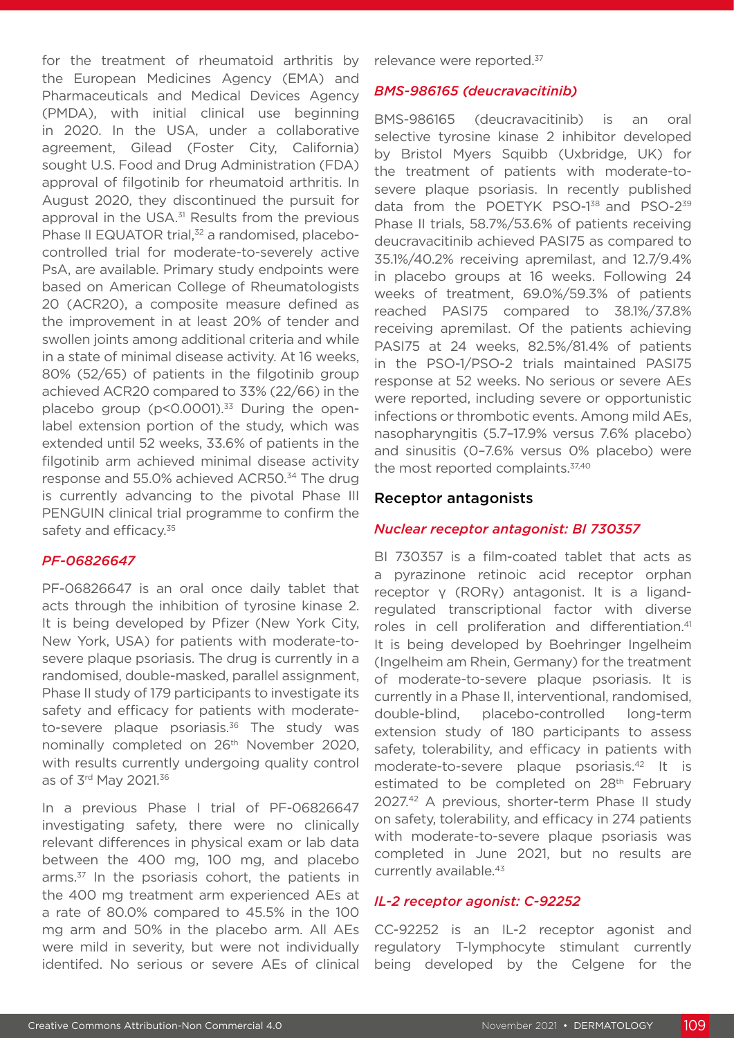for the treatment of rheumatoid arthritis by the European Medicines Agency (EMA) and Pharmaceuticals and Medical Devices Agency (PMDA), with initial clinical use beginning in 2020. In the USA, under a collaborative agreement, Gilead (Foster City, California) sought U.S. Food and Drug Administration (FDA) approval of filgotinib for rheumatoid arthritis. In August 2020, they discontinued the pursuit for approval in the USA.[31] Results from the previous Phase II EQUATOR trial,[32] a randomised, placebo-controlled trial for moderate-to-severely active PsA, are available. Primary study endpoints were based on American College of Rheumatologists 20 (ACR20), a composite measure defined as the improvement in at least 20% of tender and swollen joints among additional criteria and while in a state of minimal disease activity. At 16 weeks, 80% (52/65) of patients in the filgotinib group achieved ACR20 compared to 33% (22/66) in the placebo group ($p<0.0001$).[33] During the open-label extension portion of the study, which was extended until 52 weeks, 33.6% of patients in the filgotinib arm achieved minimal disease activity response and 55.0% achieved ACR50.[34] The drug is currently advancing to the pivotal Phase III PENGUIN clinical trial programme to confirm the safety and efficacy.[35]

### *PF-06826647*

PF-06826647 is an oral once daily tablet that acts through the inhibition of tyrosine kinase 2. It is being developed by Pfizer (New York City, New York, USA) for patients with moderate-to-severe plaque psoriasis. The drug is currently in a randomised, double-masked, parallel assignment, Phase II study of 179 participants to investigate its safety and efficacy for patients with moderate-to-severe plaque psoriasis.[36] The study was nominally completed on 26th November 2020, with results currently undergoing quality control as of 3rd May 2021.[36]

In a previous Phase I trial of PF-06826647 investigating safety, there were no clinically relevant differences in physical exam or lab data between the 400 mg, 100 mg, and placebo arms.[37] In the psoriasis cohort, the patients in the 400 mg treatment arm experienced AEs at a rate of 80.0% compared to 45.5% in the 100 mg arm and 50% in the placebo arm. All AEs were mild in severity, but were not individually identifed. No serious or severe AEs of clinical relevance were reported.[37]

### *BMS-986165 (deucravacitinib)*

BMS-986165 (deucravacitinib) is an oral selective tyrosine kinase 2 inhibitor developed by Bristol Myers Squibb (Uxbridge, UK) for the treatment of patients with moderate-to-severe plaque psoriasis. In recently published data from the POETYK PSO-1[38] and PSO-2[39] Phase II trials, 58.7%/53.6% of patients receiving deucravacitinib achieved PASI75 as compared to 35.1%/40.2% receiving apremilast, and 12.7/9.4% in placebo groups at 16 weeks. Following 24 weeks of treatment, 69.0%/59.3% of patients reached PASI75 compared to 38.1%/37.8% receiving apremilast. Of the patients achieving PASI75 at 24 weeks, 82.5%/81.4% of patients in the PSO-1/PSO-2 trials maintained PASI75 response at 52 weeks. No serious or severe AEs were reported, including severe or opportunistic infections or thrombotic events. Among mild AEs, nasopharyngitis (5.7–17.9% versus 7.6% placebo) and sinusitis (0–7.6% versus 0% placebo) were the most reported complaints.[37,40]

## Receptor antagonists

### *Nuclear receptor antagonist: BI 730357*

BI 730357 is a film-coated tablet that acts as a pyrazinone retinoic acid receptor orphan receptor γ (RORγ) antagonist. It is a ligand-regulated transcriptional factor with diverse roles in cell proliferation and differentiation.[41] It is being developed by Boehringer Ingelheim (Ingelheim am Rhein, Germany) for the treatment of moderate-to-severe plaque psoriasis. It is currently in a Phase II, interventional, randomised, double-blind, placebo-controlled long-term extension study of 180 participants to assess safety, tolerability, and efficacy in patients with moderate-to-severe plaque psoriasis.[42] It is estimated to be completed on 28th February 2027.[42] A previous, shorter-term Phase II study on safety, tolerability, and efficacy in 274 patients with moderate-to-severe plaque psoriasis was completed in June 2021, but no results are currently available.[43]

### *IL-2 receptor agonist: C-92252*

CC-92252 is an IL-2 receptor agonist and regulatory T-lymphocyte stimulant currently being developed by the Celgene for the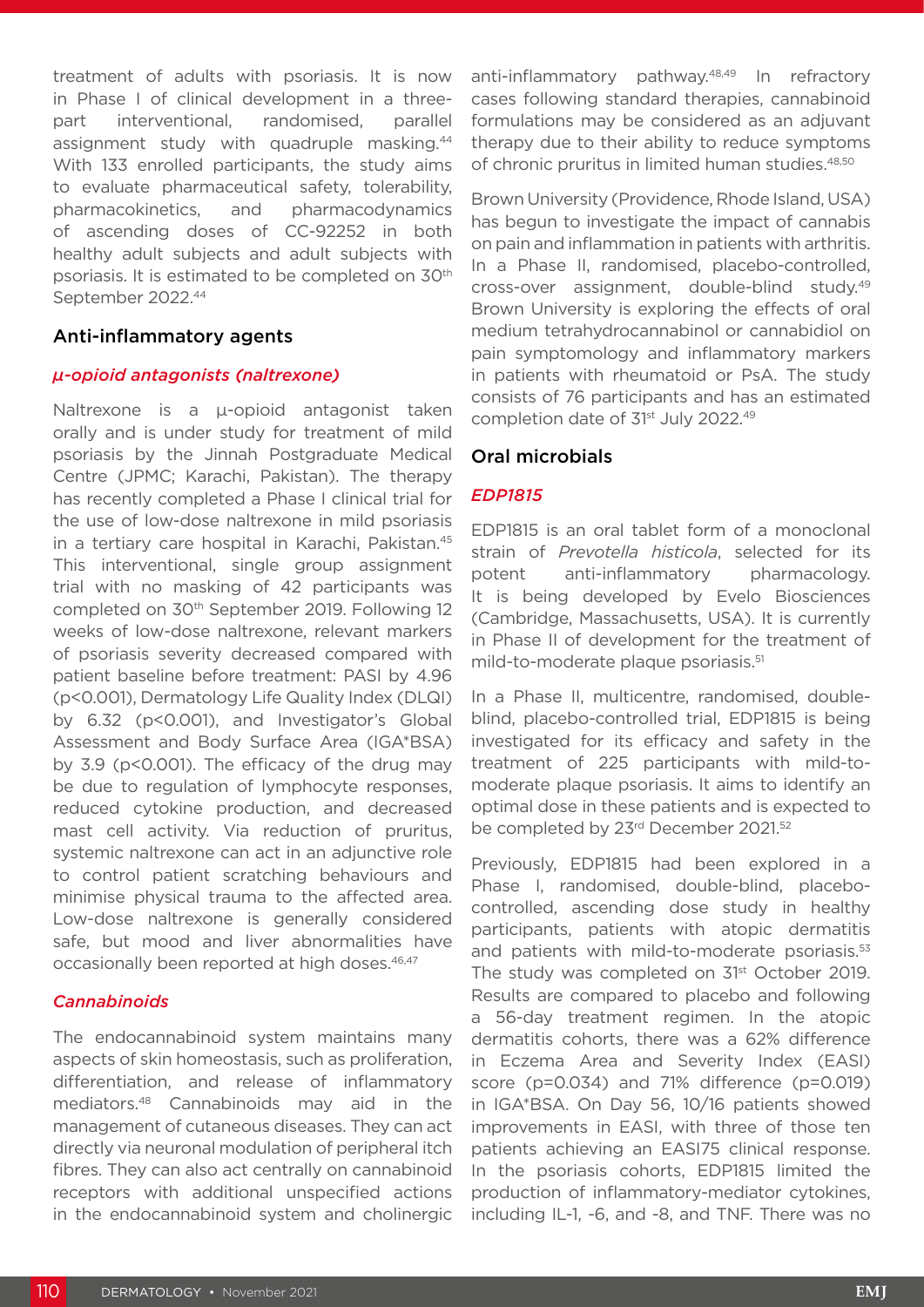treatment of adults with psoriasis. It is now in Phase I of clinical development in a three-part interventional, randomised, parallel assignment study with quadruple masking.[44] With 133 enrolled participants, the study aims to evaluate pharmaceutical safety, tolerability, pharmacokinetics, and pharmacodynamics of ascending doses of CC-92252 in both healthy adult subjects and adult subjects with psoriasis. It is estimated to be completed on 30th September 2022.[44]

## Anti-inflammatory agents

### *µ-opioid antagonists (naltrexone)*

Naltrexone is a µ-opioid antagonist taken orally and is under study for treatment of mild psoriasis by the Jinnah Postgraduate Medical Centre (JPMC; Karachi, Pakistan). The therapy has recently completed a Phase I clinical trial for the use of low-dose naltrexone in mild psoriasis in a tertiary care hospital in Karachi, Pakistan.[45] This interventional, single group assignment trial with no masking of 42 participants was completed on 30th September 2019. Following 12 weeks of low-dose naltrexone, relevant markers of psoriasis severity decreased compared with patient baseline before treatment: PASI by 4.96 ($p<0.001$), Dermatology Life Quality Index (DLQI) by 6.32 ($p<0.001$), and Investigator's Global Assessment and Body Surface Area (IGA*BSA) by 3.9 ($p<0.001$). The efficacy of the drug may be due to regulation of lymphocyte responses, reduced cytokine production, and decreased mast cell activity. Via reduction of pruritus, systemic naltrexone can act in an adjunctive role to control patient scratching behaviours and minimise physical trauma to the affected area. Low-dose naltrexone is generally considered safe, but mood and liver abnormalities have occasionally been reported at high doses.[46,47]

### *Cannabinoids*

The endocannabinoid system maintains many aspects of skin homeostasis, such as proliferation, differentiation, and release of inflammatory mediators.[48] Cannabinoids may aid in the management of cutaneous diseases. They can act directly via neuronal modulation of peripheral itch fibres. They can also act centrally on cannabinoid receptors with additional unspecified actions in the endocannabinoid system and cholinergic anti-inflammatory pathway.[48,49] In refractory cases following standard therapies, cannabinoid formulations may be considered as an adjuvant therapy due to their ability to reduce symptoms of chronic pruritus in limited human studies.[48,50]

Brown University (Providence, Rhode Island, USA) has begun to investigate the impact of cannabis on pain and inflammation in patients with arthritis. In a Phase II, randomised, placebo-controlled, cross-over assignment, double-blind study.[49] Brown University is exploring the effects of oral medium tetrahydrocannabinol or cannabidiol on pain symptomology and inflammatory markers in patients with rheumatoid or PsA. The study consists of 76 participants and has an estimated completion date of 31st July 2022.[49]

## Oral microbials

### *EDP1815*

EDP1815 is an oral tablet form of a monoclonal strain of *Prevotella histicola*, selected for its potent anti-inflammatory pharmacology. It is being developed by Evelo Biosciences (Cambridge, Massachusetts, USA). It is currently in Phase II of development for the treatment of mild-to-moderate plaque psoriasis.[51]

In a Phase II, multicentre, randomised, double-blind, placebo-controlled trial, EDP1815 is being investigated for its efficacy and safety in the treatment of 225 participants with mild-to-moderate plaque psoriasis. It aims to identify an optimal dose in these patients and is expected to be completed by 23rd December 2021.[52]

Previously, EDP1815 had been explored in a Phase I, randomised, double-blind, placebo-controlled, ascending dose study in healthy participants, patients with atopic dermatitis and patients with mild-to-moderate psoriasis.[53] The study was completed on 31st October 2019. Results are compared to placebo and following a 56-day treatment regimen. In the atopic dermatitis cohorts, there was a 62% difference in Eczema Area and Severity Index (EASI) score ($p=0.034$) and 71% difference ($p=0.019$) in IGA*BSA. On Day 56, 10/16 patients showed improvements in EASI, with three of those ten patients achieving an EASI75 clinical response. In the psoriasis cohorts, EDP1815 limited the production of inflammatory-mediator cytokines, including IL-1, -6, and -8, and TNF. There was no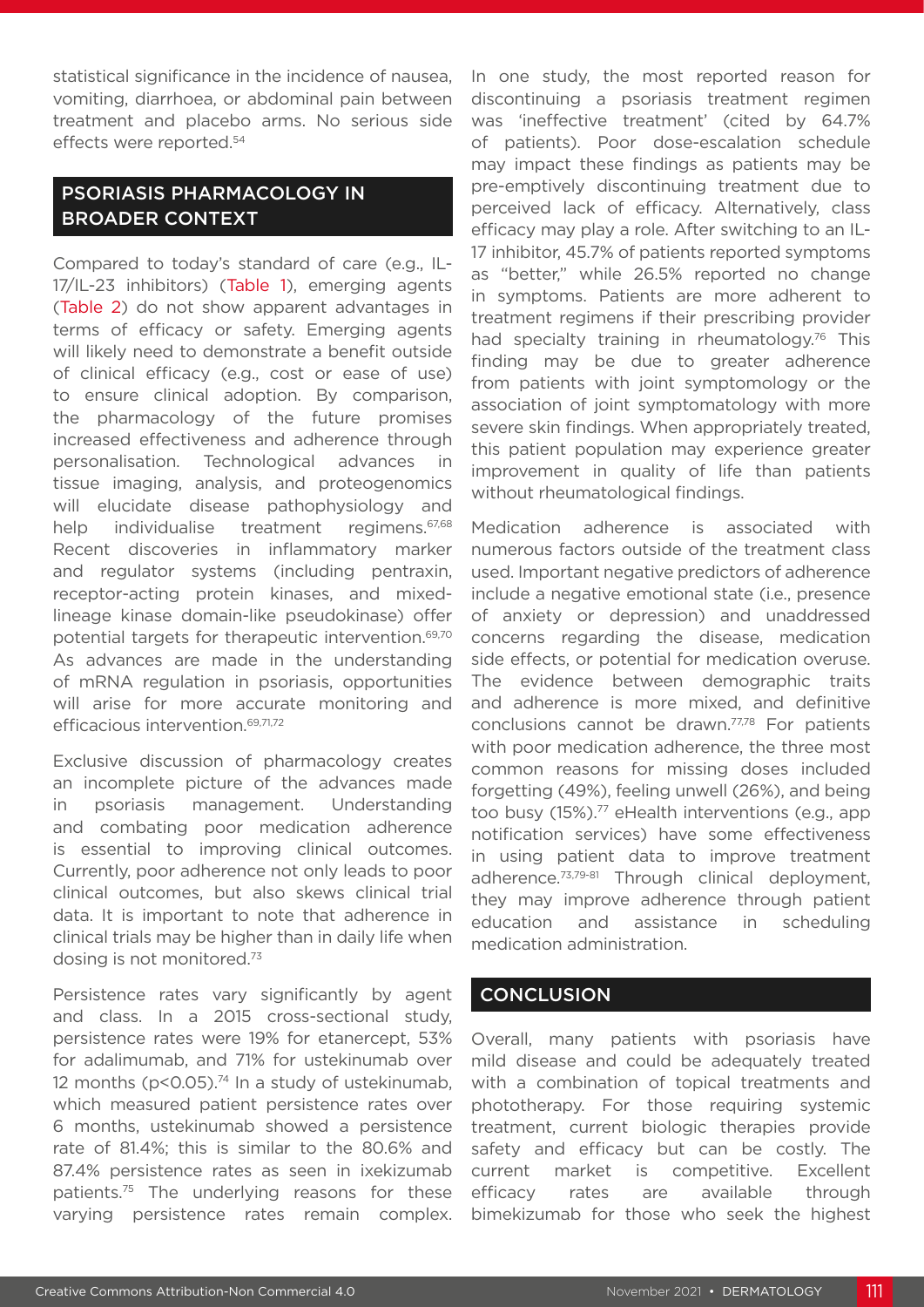statistical significance in the incidence of nausea, vomiting, diarrhoea, or abdominal pain between treatment and placebo arms. No serious side effects were reported.[54]

## PSORIASIS PHARMACOLOGY IN BROADER CONTEXT

Compared to today's standard of care (e.g., IL-17/IL-23 inhibitors) (Table 1), emerging agents (Table 2) do not show apparent advantages in terms of efficacy or safety. Emerging agents will likely need to demonstrate a benefit outside of clinical efficacy (e.g., cost or ease of use) to ensure clinical adoption. By comparison, the pharmacology of the future promises increased effectiveness and adherence through personalisation. Technological advances in tissue imaging, analysis, and proteogenomics will elucidate disease pathophysiology and help individualise treatment regimens.[67,68] Recent discoveries in inflammatory marker and regulator systems (including pentraxin, receptor-acting protein kinases, and mixed-lineage kinase domain-like pseudokinase) offer potential targets for therapeutic intervention.[69,70] As advances are made in the understanding of mRNA regulation in psoriasis, opportunities will arise for more accurate monitoring and efficacious intervention.[69,71,72]

Exclusive discussion of pharmacology creates an incomplete picture of the advances made in psoriasis management. Understanding and combating poor medication adherence is essential to improving clinical outcomes. Currently, poor adherence not only leads to poor clinical outcomes, but also skews clinical trial data. It is important to note that adherence in clinical trials may be higher than in daily life when dosing is not monitored.[73]

Persistence rates vary significantly by agent and class. In a 2015 cross-sectional study, persistence rates were 19% for etanercept, 53% for adalimumab, and 71% for ustekinumab over 12 months ($p<0.05$).[74] In a study of ustekinumab, which measured patient persistence rates over 6 months, ustekinumab showed a persistence rate of 81.4%; this is similar to the 80.6% and 87.4% persistence rates as seen in ixekizumab patients.[75] The underlying reasons for these varying persistence rates remain complex. In one study, the most reported reason for discontinuing a psoriasis treatment regimen was 'ineffective treatment' (cited by 64.7% of patients). Poor dose-escalation schedule may impact these findings as patients may be pre-emptively discontinuing treatment due to perceived lack of efficacy. Alternatively, class efficacy may play a role. After switching to an IL-17 inhibitor, 45.7% of patients reported symptoms as "better," while 26.5% reported no change in symptoms. Patients are more adherent to treatment regimens if their prescribing provider had specialty training in rheumatology.[76] This finding may be due to greater adherence from patients with joint symptomology or the association of joint symptomatology with more severe skin findings. When appropriately treated, this patient population may experience greater improvement in quality of life than patients without rheumatological findings.

Medication adherence is associated with numerous factors outside of the treatment class used. Important negative predictors of adherence include a negative emotional state (i.e., presence of anxiety or depression) and unaddressed concerns regarding the disease, medication side effects, or potential for medication overuse. The evidence between demographic traits and adherence is more mixed, and definitive conclusions cannot be drawn.[77,78] For patients with poor medication adherence, the three most common reasons for missing doses included forgetting (49%), feeling unwell (26%), and being too busy (15%).[77] eHealth interventions (e.g., app notification services) have some effectiveness in using patient data to improve treatment adherence.[73,79-81] Through clinical deployment, they may improve adherence through patient education and assistance in scheduling medication administration.

## CONCLUSION

Overall, many patients with psoriasis have mild disease and could be adequately treated with a combination of topical treatments and phototherapy. For those requiring systemic treatment, current biologic therapies provide safety and efficacy but can be costly. The current market is competitive. Excellent efficacy rates are available through bimekizumab for those who seek the highest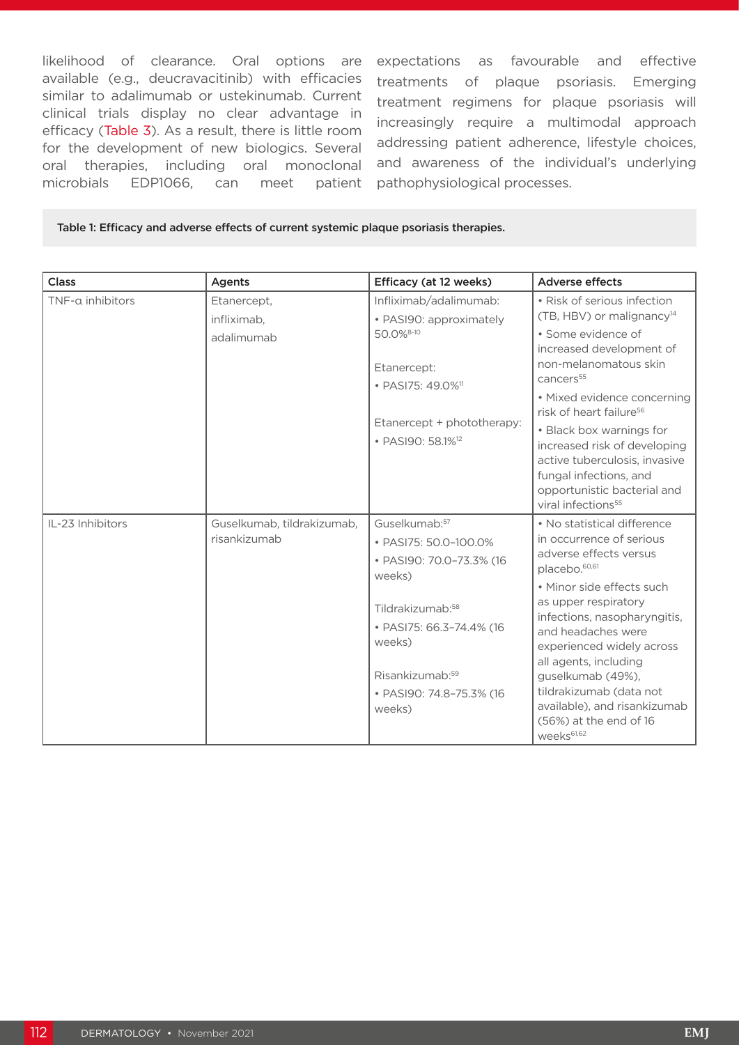likelihood of clearance. Oral options are available (e.g., deucravacitinib) with efficacies similar to adalimumab or ustekinumab. Current clinical trials display no clear advantage in efficacy (Table 3). As a result, there is little room for the development of new biologics. Several oral therapies, including oral monoclonal microbials EDP1066, can meet patient expectations as favourable and effective treatments of plaque psoriasis. Emerging treatment regimens for plaque psoriasis will increasingly require a multimodal approach addressing patient adherence, lifestyle choices, and awareness of the individual's underlying pathophysiological processes.

**Table 1: Efficacy and adverse effects of current systemic plaque psoriasis therapies.**

| Class | Agents | Efficacy (at 12 weeks) | Adverse effects |
|---|---|---|---|
| TNF-α inhibitors | Etanercept, infliximab, adalimumab | Infliximab/adalimumab: <br>• PASI90: approximately 50.0%[8-10] <br><br>Etanercept: <br>• PASI75: 49.0%[11] <br><br>Etanercept + phototherapy: <br>• PASI90: 58.1%[12] | • Risk of serious infection (TB, HBV) or malignancy[14] <br>• Some evidence of increased development of non-melanomatous skin cancers[55] <br>• Mixed evidence concerning risk of heart failure[56] <br>• Black box warnings for increased risk of developing active tuberculosis, invasive fungal infections, and opportunistic bacterial and viral infections[55] |
| IL-23 Inhibitors | Guselkumab, tildrakizumab, risankizumab | Guselkumab:[57] <br>• PASI75: 50.0–100.0% <br>• PASI90: 70.0–73.3% (16 weeks) <br><br>Tildrakizumab:[58] <br>• PASI75: 66.3–74.4% (16 weeks) <br><br>Risankizumab:[59] <br>• PASI90: 74.8–75.3% (16 weeks) | • No statistical difference in occurrence of serious adverse effects versus placebo.[60,61] <br>• Minor side effects such as upper respiratory infections, nasopharyngitis, and headaches were experienced widely across all agents, including guselkumab (49%), tildrakizumab (data not available), and risankizumab (56%) at the end of 16 weeks[61,62] |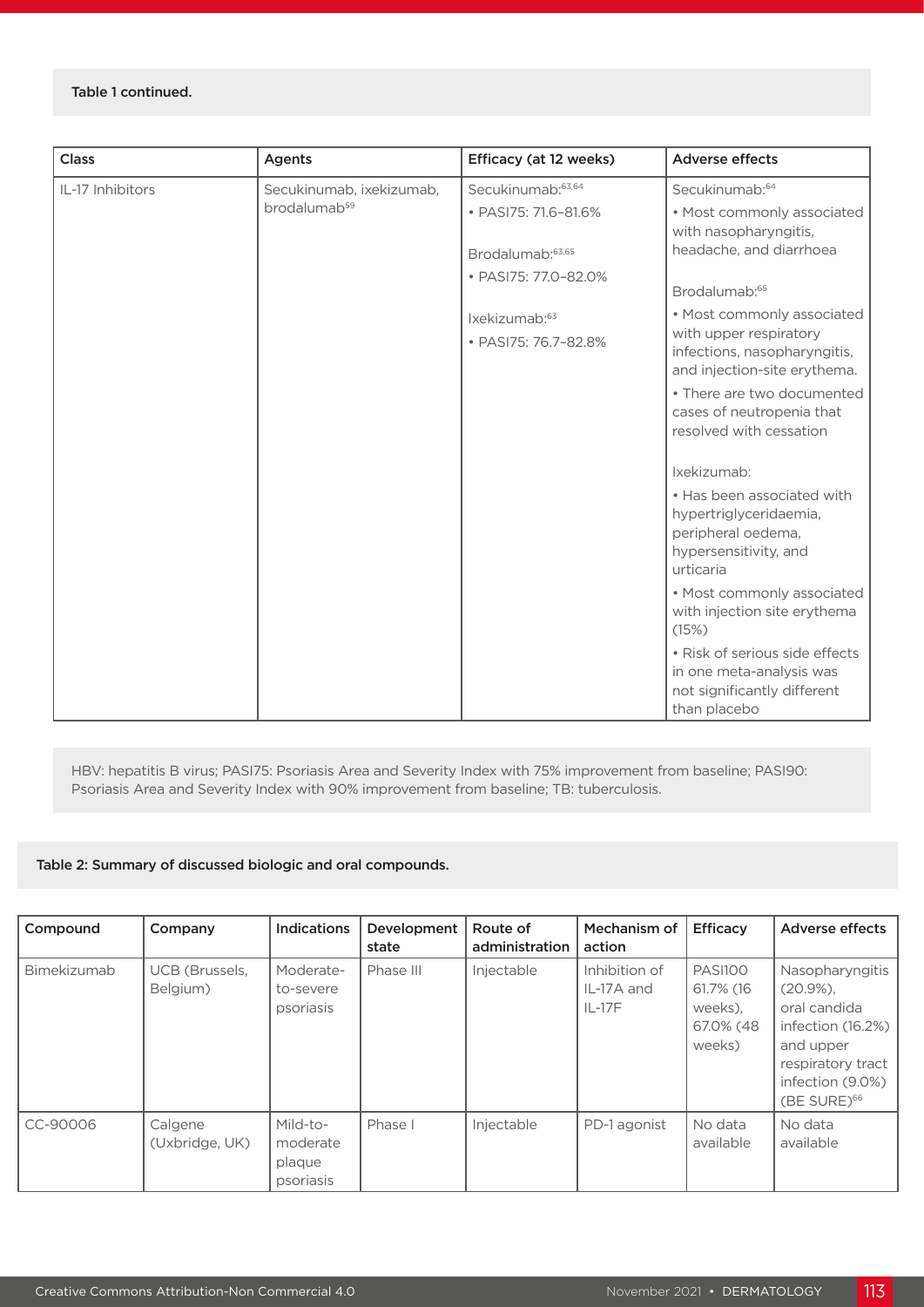Table 1 continued.

| Class | Agents | Efficacy (at 12 weeks) | Adverse effects |
|---|---|---|---|
| IL-17 Inhibitors | Secukinumab, ixekizumab, brodalumab[59] | Secukinumab:[63,64]<br>• PASI75: 71.6–81.6%<br><br>Brodalumab:[63,65]<br>• PASI75: 77.0–82.0%<br><br>Ixekizumab:[63]<br>• PASI75: 76.7–82.8% | Secukinumab:[64]<br>• Most commonly associated with nasopharyngitis, headache, and diarrhoea<br><br>Brodalumab:[65]<br>• Most commonly associated with upper respiratory infections, nasopharyngitis, and injection-site erythema.<br>• There are two documented cases of neutropenia that resolved with cessation<br><br>Ixekizumab:<br>• Has been associated with hypertriglyceridaemia, peripheral oedema, hypersensitivity, and urticaria<br>• Most commonly associated with injection site erythema (15%)<br>• Risk of serious side effects in one meta-analysis was not significantly different than placebo |

HBV: hepatitis B virus; PASI75: Psoriasis Area and Severity Index with 75% improvement from baseline; PASI90: Psoriasis Area and Severity Index with 90% improvement from baseline; TB: tuberculosis.

Table 2: Summary of discussed biologic and oral compounds.

| Compound | Company | Indications | Development state | Route of administration | Mechanism of action | Efficacy | Adverse effects |
|---|---|---|---|---|---|---|---|
| Bimekizumab | UCB (Brussels, Belgium) | Moderate-to-severe psoriasis | Phase III | Injectable | Inhibition of IL-17A and IL-17F | PASI100 61.7% (16 weeks), 67.0% (48 weeks) | Nasopharyngitis (20.9%), oral candida infection (16.2%) and upper respiratory tract infection (9.0%) (BE SURE)[66] |
| CC-90006 | Calgene (Uxbridge, UK) | Mild-to-moderate plaque psoriasis | Phase I | Injectable | PD-1 agonist | No data available | No data available |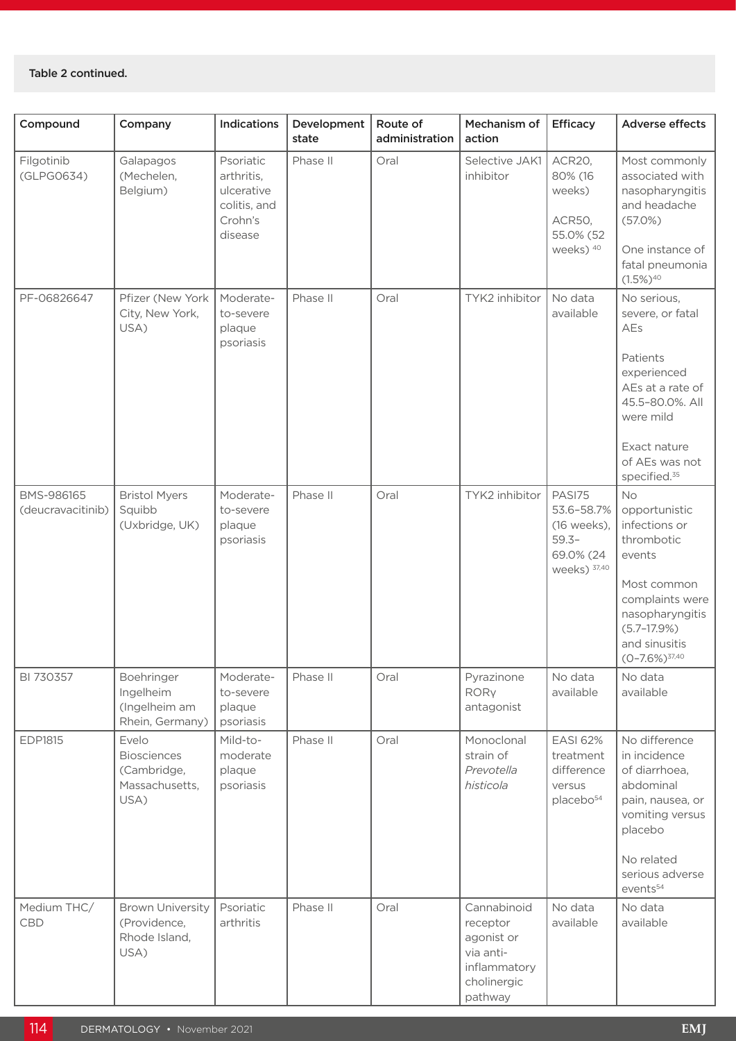Table 2 continued.

| Compound | Company | Indications | Development state | Route of administration | Mechanism of action | Efficacy | Adverse effects |
|---|---|---|---|---|---|---|---|
| Filgotinib (GLPG0634) | Galapagos (Mechelen, Belgium) | Psoriatic arthritis, ulcerative colitis, and Crohn's disease | Phase II | Oral | Selective JAK1 inhibitor | ACR20, 80% (16 weeks)<br><br>ACR50, 55.0% (52 weeks) [40] | Most commonly associated with nasopharyngitis and headache (57.0%)<br><br>One instance of fatal pneumonia (1.5%)[40] |
| PF-06826647 | Pfizer (New York City, New York, USA) | Moderate-to-severe plaque psoriasis | Phase II | Oral | TYK2 inhibitor | No data available | No serious, severe, or fatal AEs<br><br>Patients experienced AEs at a rate of 45.5–80.0%. All were mild<br><br>Exact nature of AEs was not specified.[35] |
| BMS-986165 (deucravacitinib) | Bristol Myers Squibb (Uxbridge, UK) | Moderate-to-severe plaque psoriasis | Phase II | Oral | TYK2 inhibitor | PASI75 53.6–58.7% (16 weeks), 59.3–69.0% (24 weeks) [37,40] | No opportunistic infections or thrombotic events<br><br>Most common complaints were nasopharyngitis (5.7–17.9%) and sinusitis (0–7.6%)[37,40] |
| BI 730357 | Boehringer Ingelheim (Ingelheim am Rhein, Germany) | Moderate-to-severe plaque psoriasis | Phase II | Oral | Pyrazinone RORγ antagonist | No data available | No data available |
| EDP1815 | Evelo Biosciences (Cambridge, Massachusetts, USA) | Mild-to-moderate plaque psoriasis | Phase II | Oral | Monoclonal strain of *Prevotella histicola* | EASI 62% treatment difference versus placebo[54] | No difference in incidence of diarrhoea, abdominal pain, nausea, or vomiting versus placebo<br><br>No related serious adverse events[54] |
| Medium THC/ CBD | Brown University (Providence, Rhode Island, USA) | Psoriatic arthritis | Phase II | Oral | Cannabinoid receptor agonist or via anti-inflammatory cholinergic pathway | No data available | No data available |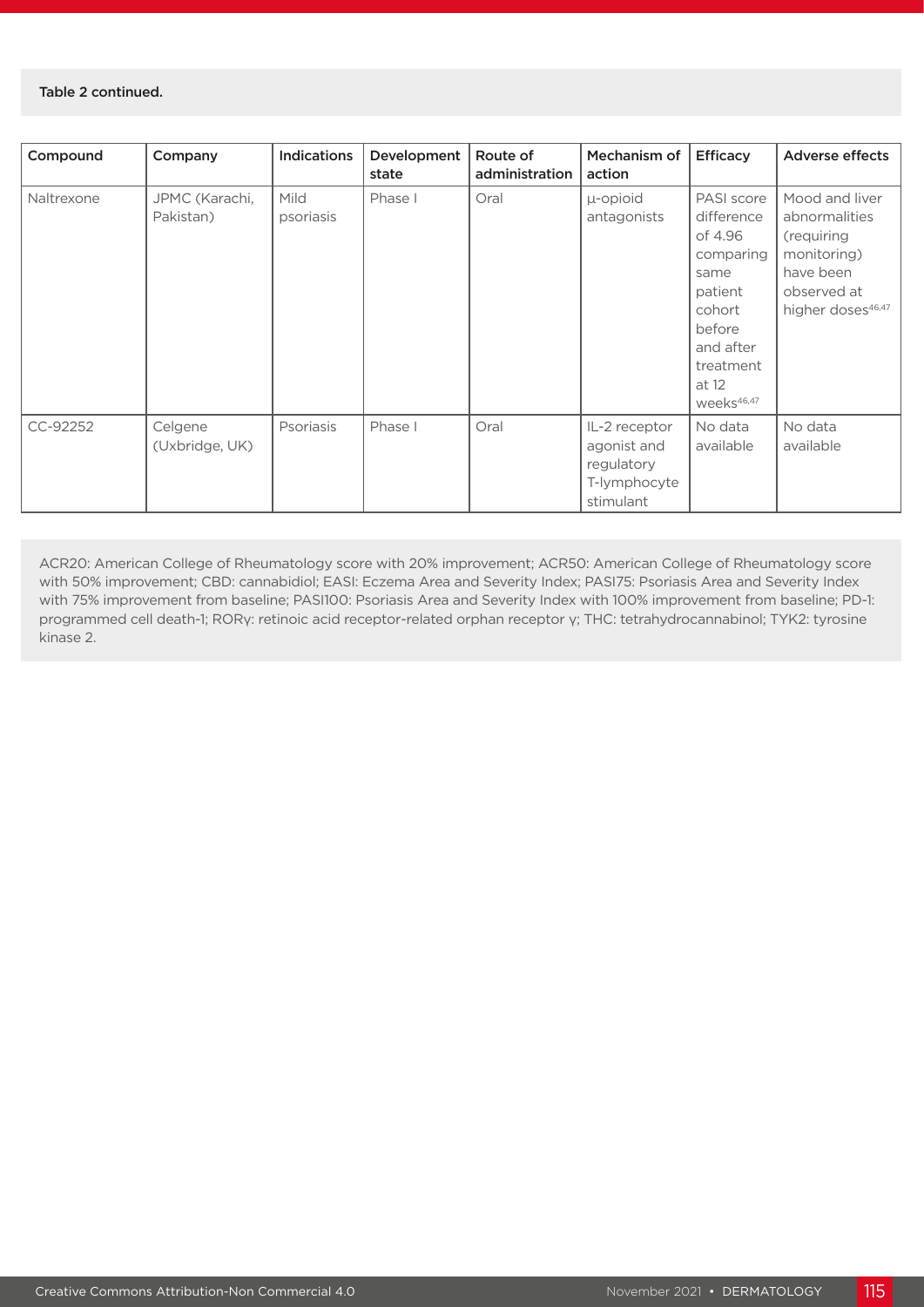Table 2 continued.

| Compound | Company | Indications | Development state | Route of administration | Mechanism of action | Efficacy | Adverse effects |
|---|---|---|---|---|---|---|---|
| Naltrexone | JPMC (Karachi, Pakistan) | Mild psoriasis | Phase I | Oral | μ-opioid antagonists | PASI score difference of 4.96 comparing same patient cohort before and after treatment at 12 weeks[46,47] | Mood and liver abnormalities (requiring monitoring) have been observed at higher doses[46,47] |
| CC-92252 | Celgene (Uxbridge, UK) | Psoriasis | Phase I | Oral | IL-2 receptor agonist and regulatory T-lymphocyte stimulant | No data available | No data available |

ACR20: American College of Rheumatology score with 20% improvement; ACR50: American College of Rheumatology score with 50% improvement; CBD: cannabidiol; EASI: Eczema Area and Severity Index; PASI75: Psoriasis Area and Severity Index with 75% improvement from baseline; PASI100: Psoriasis Area and Severity Index with 100% improvement from baseline; PD-1: programmed cell death-1; RORγ: retinoic acid receptor-related orphan receptor γ; THC: tetrahydrocannabinol; TYK2: tyrosine kinase 2.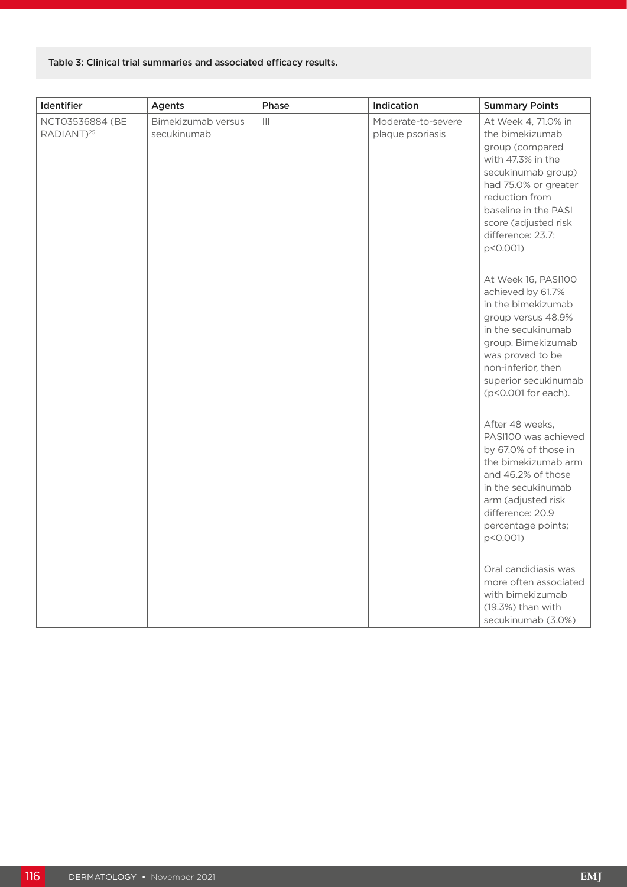Table 3: Clinical trial summaries and associated efficacy results.

| Identifier | Agents | Phase | Indication | Summary Points |
|---|---|---|---|---|
| NCT03536884 (BE RADIANT)[25] | Bimekizumab versus secukinumab | III | Moderate-to-severe plaque psoriasis | At Week 4, 71.0% in the bimekizumab group (compared with 47.3% in the secukinumab group) had 75.0% or greater reduction from baseline in the PASI score (adjusted risk difference: 23.7; p<0.001)<br><br>At Week 16, PASI100 achieved by 61.7% in the bimekizumab group versus 48.9% in the secukinumab group. Bimekizumab was proved to be non-inferior, then superior secukinumab (p<0.001 for each).<br><br>After 48 weeks, PASI100 was achieved by 67.0% of those in the bimekizumab arm and 46.2% of those in the secukinumab arm (adjusted risk difference: 20.9 percentage points; p<0.001)<br><br>Oral candidiasis was more often associated with bimekizumab (19.3%) than with secukinumab (3.0%) |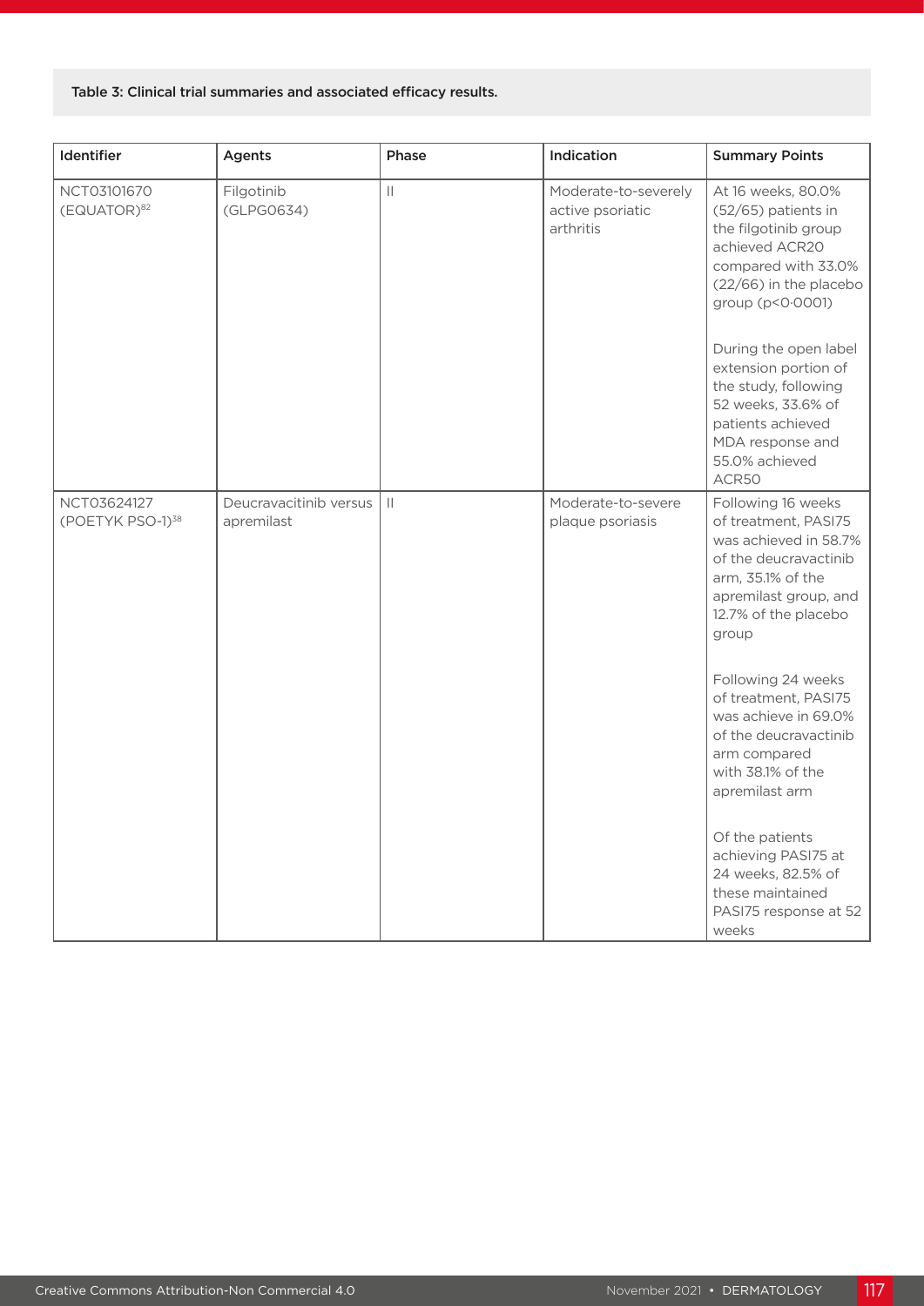Table 3: Clinical trial summaries and associated efficacy results.

| Identifier | Agents | Phase | Indication | Summary Points |
|---|---|---|---|---|
| NCT03101670 (EQUATOR)[82] | Filgotinib (GLPG0634) | II | Moderate-to-severely active psoriatic arthritis | At 16 weeks, 80.0% (52/65) patients in the filgotinib group achieved ACR20 compared with 33.0% (22/66) in the placebo group ($p<0.0001$)<br><br>During the open label extension portion of the study, following 52 weeks, 33.6% of patients achieved MDA response and 55.0% achieved ACR50 |
| NCT03624127 (POETYK PSO-1)[38] | Deucravacitinib versus apremilast | II | Moderate-to-severe plaque psoriasis | Following 16 weeks of treatment, PASI75 was achieved in 58.7% of the deucravactinib arm, 35.1% of the apremilast group, and 12.7% of the placebo group<br><br>Following 24 weeks of treatment, PASI75 was achieve in 69.0% of the deucravactinib arm compared with 38.1% of the apremilast arm<br><br>Of the patients achieving PASI75 at 24 weeks, 82.5% of these maintained PASI75 response at 52 weeks |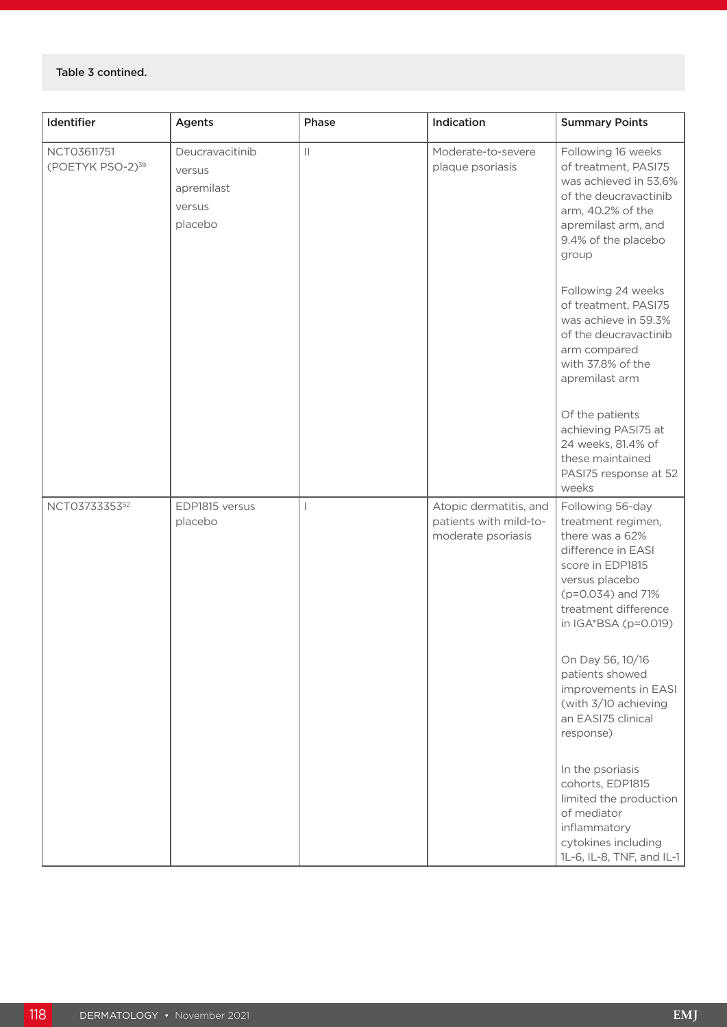Table 3 contined.

| Identifier | Agents | Phase | Indication | Summary Points |
|---|---|---|---|---|
| NCT03611751 (POETYK PSO-2)[39] | Deucravacitinib versus apremilast versus placebo | II | Moderate-to-severe plaque psoriasis | Following 16 weeks of treatment, PASI75 was achieved in 53.6% of the deucravactinib arm, 40.2% of the apremilast arm, and 9.4% of the placebo group<br><br>Following 24 weeks of treatment, PASI75 was achieve in 59.3% of the deucravactinib arm compared with 37.8% of the apremilast arm<br><br>Of the patients achieving PASI75 at 24 weeks, 81.4% of these maintained PASI75 response at 52 weeks |
| NCT03733353[52] | EDP1815 versus placebo | I | Atopic dermatitis, and patients with mild-to-moderate psoriasis | Following 56-day treatment regimen, there was a 62% difference in EASI score in EDP1815 versus placebo (p=0.034) and 71% treatment difference in IGA*BSA (p=0.019)<br><br>On Day 56, 10/16 patients showed improvements in EASI (with 3/10 achieving an EASI75 clinical response)<br><br>In the psoriasis cohorts, EDP1815 limited the production of mediator inflammatory cytokines including 1L-6, IL-8, TNF, and IL-1 |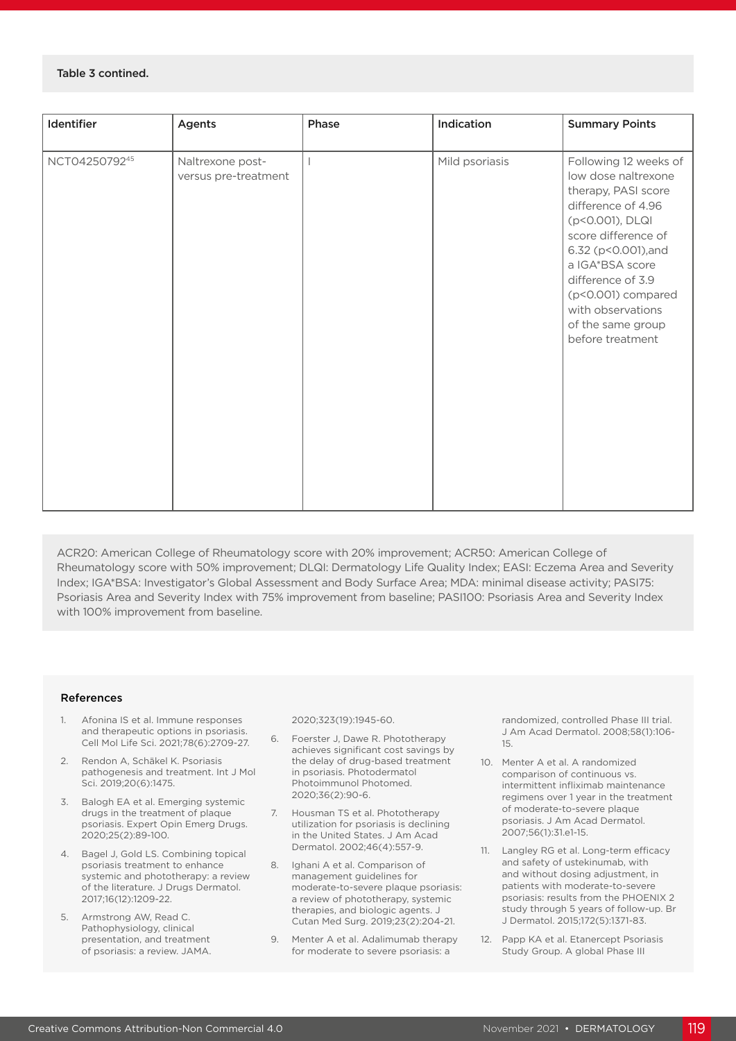Table 3 contined.

| Identifier | Agents | Phase | Indication | Summary Points |
|---|---|---|---|---|
| NCT04250792[45] | Naltrexone post- versus pre-treatment | I | Mild psoriasis | Following 12 weeks of low dose naltrexone therapy, PASI score difference of 4.96 ($p<0.001$), DLQI score difference of 6.32 ($p<0.001$),and a IGA*BSA score difference of 3.9 ($p<0.001$) compared with observations of the same group before treatment |

ACR20: American College of Rheumatology score with 20% improvement; ACR50: American College of Rheumatology score with 50% improvement; DLQI: Dermatology Life Quality Index; EASI: Eczema Area and Severity Index; IGA*BSA: Investigator's Global Assessment and Body Surface Area; MDA: minimal disease activity; PASI75: Psoriasis Area and Severity Index with 75% improvement from baseline; PASI100: Psoriasis Area and Severity Index with 100% improvement from baseline.

## References

1. Afonina IS et al. Immune responses and therapeutic options in psoriasis. Cell Mol Life Sci. 2021;78(6):2709-27.
2. Rendon A, Schäkel K. Psoriasis pathogenesis and treatment. Int J Mol Sci. 2019;20(6):1475.
3. Balogh EA et al. Emerging systemic drugs in the treatment of plaque psoriasis. Expert Opin Emerg Drugs. 2020;25(2):89-100.
4. Bagel J, Gold LS. Combining topical psoriasis treatment to enhance systemic and phototherapy: a review of the literature. J Drugs Dermatol. 2017;16(12):1209-22.
5. Armstrong AW, Read C. Pathophysiology, clinical presentation, and treatment of psoriasis: a review. JAMA. 2020;323(19):1945-60.
6. Foerster J, Dawe R. Phototherapy achieves significant cost savings by the delay of drug-based treatment in psoriasis. Photodermatol Photoimmunol Photomed. 2020;36(2):90-6.
7. Housman TS et al. Phototherapy utilization for psoriasis is declining in the United States. J Am Acad Dermatol. 2002;46(4):557-9.
8. Ighani A et al. Comparison of management guidelines for moderate-to-severe plaque psoriasis: a review of phototherapy, systemic therapies, and biologic agents. J Cutan Med Surg. 2019;23(2):204-21.
9. Menter A et al. Adalimumab therapy for moderate to severe psoriasis: a randomized, controlled Phase III trial. J Am Acad Dermatol. 2008;58(1):106-15.
10. Menter A et al. A randomized comparison of continuous vs. intermittent infliximab maintenance regimens over 1 year in the treatment of moderate-to-severe plaque psoriasis. J Am Acad Dermatol. 2007;56(1):31.e1-15.
11. Langley RG et al. Long-term efficacy and safety of ustekinumab, with and without dosing adjustment, in patients with moderate-to-severe psoriasis: results from the PHOENIX 2 study through 5 years of follow-up. Br J Dermatol. 2015;172(5):1371-83.
12. Papp KA et al. Etanercept Psoriasis Study Group. A global Phase III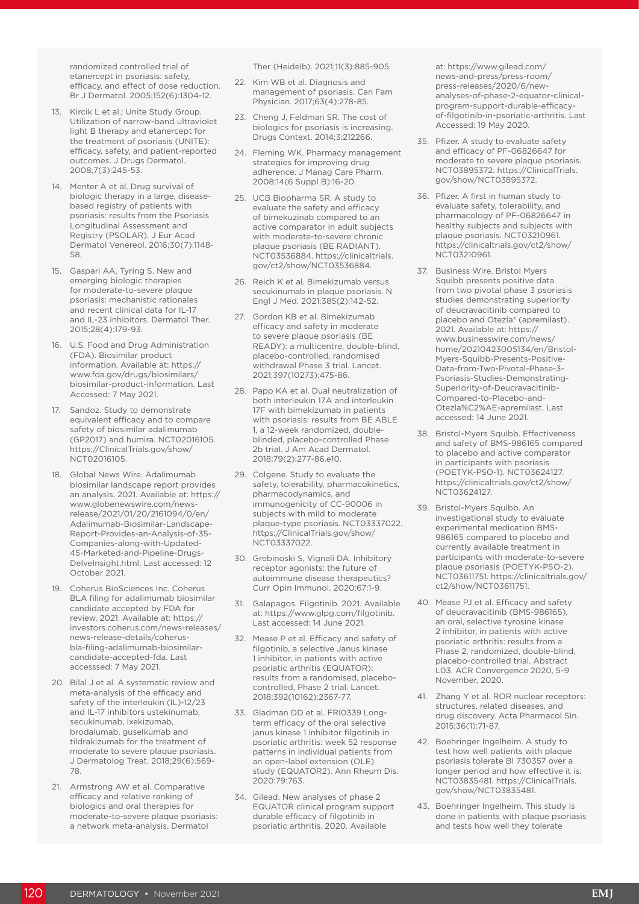randomized controlled trial of etanercept in psoriasis: safety, efficacy, and effect of dose reduction. Br J Dermatol. 2005;152(6):1304-12.

13. Kircik L et al.; Unite Study Group. Utilization of narrow-band ultraviolet light B therapy and etanercept for the treatment of psoriasis (UNITE): efficacy, safety, and patient-reported outcomes. J Drugs Dermatol. 2008;7(3):245-53.
14. Menter A et al. Drug survival of biologic therapy in a large, disease-based registry of patients with psoriasis: results from the Psoriasis Longitudinal Assessment and Registry (PSOLAR). J Eur Acad Dermatol Venereol. 2016;30(7):1148-58.
15. Gaspari AA, Tyring S. New and emerging biologic therapies for moderate-to-severe plaque psoriasis: mechanistic rationales and recent clinical data for IL-17 and IL-23 inhibitors. Dermatol Ther. 2015;28(4):179-93.
16. U.S. Food and Drug Administration (FDA). Biosimilar product information. Available at: https://www.fda.gov/drugs/biosimilars/biosimilar-product-information. Last Accessed: 7 May 2021.
17. Sandoz. Study to demonstrate equivalent efficacy and to compare safety of biosimilar adalimumab (GP2017) and humira. NCT02016105. https://ClinicalTrials.gov/show/NCT02016105.
18. Global News Wire. Adalimumab biosimilar landscape report provides an analysis. 2021. Available at: https://www.globenewswire.com/news-release/2021/01/20/2161094/0/en/Adalimumab-Biosimilar-Landscape-Report-Provides-an-Analysis-of-35-Companies-along-with-Updated-45-Marketed-and-Pipeline-Drugs-DelveInsight.html. Last accessed: 12 October 2021.
19. Coherus BioSciences Inc. Coherus BLA filing for adalimumab biosimilar candidate accepted by FDA for review. 2021. Available at: https://investors.coherus.com/news-releases/news-release-details/coherus-bla-filing-adalimumab-biosimilar-candidate-accepted-fda. Last accesssed: 7 May 2021.
20. Bilal J et al. A systematic review and meta-analysis of the efficacy and safety of the interleukin (IL)-12/23 and IL-17 inhibitors ustekinumab, secukinumab, ixekizumab, brodalumab, guselkumab and tildrakizumab for the treatment of moderate to severe plaque psoriasis. J Dermatolog Treat. 2018;29(6):569-78.
21. Armstrong AW et al. Comparative efficacy and relative ranking of biologics and oral therapies for moderate-to-severe plaque psoriasis: a network meta-analysis. Dermatol Ther (Heidelb). 2021;11(3):885-905.
22. Kim WB et al. Diagnosis and management of psoriasis. Can Fam Physician. 2017;63(4):278-85.
23. Cheng J, Feldman SR. The cost of biologics for psoriasis is increasing. Drugs Context. 2014;3:212266.
24. Fleming WK. Pharmacy management strategies for improving drug adherence. J Manag Care Pharm. 2008;14(6 Suppl B):16-20.
25. UCB Biopharma SR. A study to evaluate the safety and efficacy of bimekizumab compared to an active comparator in adult subjects with moderate-to-severe chronic plaque psoriasis (BE RADIANT). NCT03536884. https://clinicaltrials.gov/ct2/show/NCT03536884.
26. Reich K et al. Bimekizumab versus secukinumab in plaque psoriasis. N Engl J Med. 2021;385(2):142-52.
27. Gordon KB et al. Bimekizumab efficacy and safety in moderate to severe plaque psoriasis (BE READY): a multicentre, double-blind, placebo-controlled, randomised withdrawal Phase 3 trial. Lancet. 2021;397(10273):475-86.
28. Papp KA et al. Dual neutralization of both interleukin 17A and interleukin 17F with bimekizumab in patients with psoriasis: results from BE ABLE 1, a 12-week randomized, double-blinded, placebo-controlled Phase 2b trial. J Am Acad Dermatol. 2018;79(2):277-86.e10.
29. Colgene. Study to evaluate the safety, tolerability, pharmacokinetics, pharmacodynamics, and immunogenicity of CC-90006 in subjects with mild to moderate plaque-type psoriasis. NCT03337022. https://ClinicalTrials.gov/show/NCT03337022.
30. Grebinoski S, Vignali DA. Inhibitory receptor agonists: the future of autoimmune disease therapeutics? Curr Opin Immunol. 2020;67:1-9.
31. Galapagos. Filgotinib. 2021. Available at: https://www.glpg.com/filgotinib. Last accessed: 14 June 2021.
32. Mease P et al. Efficacy and safety of filgotinib, a selective Janus kinase 1 inhibitor, in patients with active psoriatic arthritis (EQUATOR): results from a randomised, placebo-controlled, Phase 2 trial. Lancet. 2018;392(10162):2367-77.
33. Gladman DD et al. FRI0339 Long-term efficacy of the oral selective janus kinase 1 inhibitor filgotinib in psoriatic arthritis: week 52 response patterns in individual patients from an open-label extension (OLE) study (EQUATOR2). Ann Rheum Dis. 2020;79:763.
34. Gilead. New analyses of phase 2 EQUATOR clinical program support durable efficacy of filgotinib in psoriatic arthritis. 2020. Available at: https://www.gilead.com/news-and-press/press-room/press-releases/2020/6/new-analyses-of-phase-2-equator-clinical-program-support-durable-efficacy-of-filgotinib-in-psoriatic-arthritis. Last Accessed: 19 May 2020.
35. Pfizer. A study to evaluate safety and efficacy of PF-06826647 for moderate to severe plaque psoriasis. NCT03895372. https://ClinicalTrials.gov/show/NCT03895372.
36. Pfizer. A first in human study to evaluate safety, tolerability, and pharmacology of PF-06826647 in healthy subjects and subjects with plaque psoriasis. NCT03210961. https://clinicaltrials.gov/ct2/show/NCT03210961.
37. Business Wire. Bristol Myers Squibb presents positive data from two pivotal phase 3 psoriasis studies demonstrating superiority of deucravacitinib compared to placebo and Otezla® (apremilast). 2021. Available at: https://www.businesswire.com/news/home/20210423005134/en/Bristol-Myers-Squibb-Presents-Positive-Data-from-Two-Pivotal-Phase-3-Psoriasis-Studies-Demonstrating-Superiority-of-Deucravacitinib-Compared-to-Placebo-and-Otezla%C2%AE-apremilast. Last accessed: 14 June 2021.
38. Bristol-Myers Squibb. Effectiveness and safety of BMS-986165 compared to placebo and active comparator in participants with psoriasis (POETYK-PSO-1). NCT03624127. https://clinicaltrials.gov/ct2/show/NCT03624127.
39. Bristol-Myers Squibb. An investigational study to evaluate experimental medication BMS-986165 compared to placebo and currently available treatment in participants with moderate-to-severe plaque psoriasis (POETYK-PSO-2). NCT03611751. https://clinicaltrials.gov/ct2/show/NCT03611751.
40. Mease PJ et al. Efficacy and safety of deucravacitinib (BMS-986165), an oral, selective tyrosine kinase 2 inhibitor, in patients with active psoriatic arthritis: results from a Phase 2, randomized, double-blind, placebo-controlled trial. Abstract L03. ACR Convergence 2020, 5-9 November, 2020.
41. Zhang Y et al. ROR nuclear receptors: structures, related diseases, and drug discovery. Acta Pharmacol Sin. 2015;36(1):71-87.
42. Boehringer Ingelheim. A study to test how well patients with plaque psoriasis tolerate BI 730357 over a longer period and how effective it is. NCT03835481. https://ClinicalTrials.gov/show/NCT03835481.
43. Boehringer Ingelheim. This study is done in patients with plaque psoriasis and tests how well they tolerate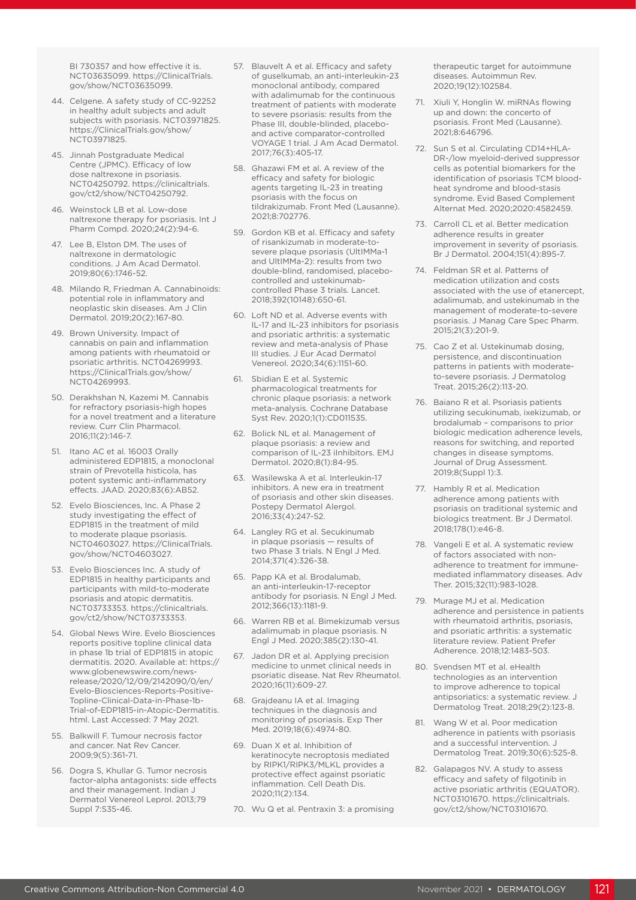BI 730357 and how effective it is. NCT03635099. https://ClinicalTrials.gov/show/NCT03635099.

44. Celgene. A safety study of CC-92252 in healthy adult subjects and adult subjects with psoriasis. NCT03971825. https://ClinicalTrials.gov/show/NCT03971825.
45. Jinnah Postgraduate Medical Centre (JPMC). Efficacy of low dose naltrexone in psoriasis. NCT04250792. https://clinicaltrials.gov/ct2/show/NCT04250792.
46. Weinstock LB et al. Low-dose naltrexone therapy for psoriasis. Int J Pharm Compd. 2020;24(2):94-6.
47. Lee B, Elston DM. The uses of naltrexone in dermatologic conditions. J Am Acad Dermatol. 2019;80(6):1746-52.
48. Milando R, Friedman A. Cannabinoids: potential role in inflammatory and neoplastic skin diseases. Am J Clin Dermatol. 2019;20(2):167-80.
49. Brown University. Impact of cannabis on pain and inflammation among patients with rheumatoid or psoriatic arthritis. NCT04269993. https://ClinicalTrials.gov/show/NCT04269993.
50. Derakhshan N, Kazemi M. Cannabis for refractory psoriasis-high hopes for a novel treatment and a literature review. Curr Clin Pharmacol. 2016;11(2):146-7.
51. Itano AC et al. 16003 Orally administered EDP1815, a monoclonal strain of Prevotella histicola, has potent systemic anti-inflammatory effects. JAAD. 2020;83(6):AB52.
52. Evelo Biosciences, Inc. A Phase 2 study investigating the effect of EDP1815 in the treatment of mild to moderate plaque psoriasis. NCT04603027. https://ClinicalTrials.gov/show/NCT04603027.
53. Evelo Biosciences Inc. A study of EDP1815 in healthy participants and participants with mild-to-moderate psoriasis and atopic dermatitis. NCT03733353. https://clinicaltrials.gov/ct2/show/NCT03733353.
54. Global News Wire. Evelo Biosciences reports positive topline clinical data in phase 1b trial of EDP1815 in atopic dermatitis. 2020. Available at: https://www.globenewswire.com/news-release/2020/12/09/2142090/0/en/Evelo-Biosciences-Reports-Positive-Topline-Clinical-Data-in-Phase-1b-Trial-of-EDP1815-in-Atopic-Dermatitis.html. Last Accessed: 7 May 2021.
55. Balkwill F. Tumour necrosis factor and cancer. Nat Rev Cancer. 2009;9(5):361-71.
56. Dogra S, Khullar G. Tumor necrosis factor-alpha antagonists: side effects and their management. Indian J Dermatol Venereol Leprol. 2013;79 Suppl 7:S35-46.
57. Blauvelt A et al. Efficacy and safety of guselkumab, an anti-interleukin-23 monoclonal antibody, compared with adalimumab for the continuous treatment of patients with moderate to severe psoriasis: results from the Phase III, double-blinded, placebo- and active comparator-controlled VOYAGE 1 trial. J Am Acad Dermatol. 2017;76(3):405-17.
58. Ghazawi FM et al. A review of the efficacy and safety for biologic agents targeting IL-23 in treating psoriasis with the focus on tildrakizumab. Front Med (Lausanne). 2021;8:702776.
59. Gordon KB et al. Efficacy and safety of risankizumab in moderate-to-severe plaque psoriasis (UltIMMa-1 and UltIMMa-2): results from two double-blind, randomised, placebo-controlled and ustekinumab-controlled Phase 3 trials. Lancet. 2018;392(10148):650-61.
60. Loft ND et al. Adverse events with IL-17 and IL-23 inhibitors for psoriasis and psoriatic arthritis: a systematic review and meta-analysis of Phase III studies. J Eur Acad Dermatol Venereol. 2020;34(6):1151-60.
61. Sbidian E et al. Systemic pharmacological treatments for chronic plaque psoriasis: a network meta-analysis. Cochrane Database Syst Rev. 2020;1(1):CD011535.
62. Bolick NL et al. Management of plaque psoriasis: a review and comparison of IL-23 iInhibitors. EMJ Dermatol. 2020;8(1):84-95.
63. Wasilewska A et al. Interleukin-17 inhibitors. A new era in treatment of psoriasis and other skin diseases. Postepy Dermatol Alergol. 2016;33(4):247-52.
64. Langley RG et al. Secukinumab in plaque psoriasis — results of two Phase 3 trials. N Engl J Med. 2014;371(4):326-38.
65. Papp KA et al. Brodalumab, an anti-interleukin-17-receptor antibody for psoriasis. N Engl J Med. 2012;366(13):1181-9.
66. Warren RB et al. Bimekizumab versus adalimumab in plaque psoriasis. N Engl J Med. 2020;385(2):130-41.
67. Jadon DR et al. Applying precision medicine to unmet clinical needs in psoriatic disease. Nat Rev Rheumatol. 2020;16(11):609-27.
68. Grajdeanu IA et al. Imaging techniques in the diagnosis and monitoring of psoriasis. Exp Ther Med. 2019;18(6):4974-80.
69. Duan X et al. Inhibition of keratinocyte necroptosis mediated by RIPK1/RIPK3/MLKL provides a protective effect against psoriatic inflammation. Cell Death Dis. 2020;11(2):134.
70. Wu Q et al. Pentraxin 3: a promising therapeutic target for autoimmune diseases. Autoimmun Rev. 2020;19(12):102584.
71. Xiuli Y, Honglin W. miRNAs flowing up and down: the concerto of psoriasis. Front Med (Lausanne). 2021;8:646796.
72. Sun S et al. Circulating CD14+HLA-DR-/low myeloid-derived suppressor cells as potential biomarkers for the identification of psoriasis TCM blood-heat syndrome and blood-stasis syndrome. Evid Based Complement Alternat Med. 2020;2020:4582459.
73. Carroll CL et al. Better medication adherence results in greater improvement in severity of psoriasis. Br J Dermatol. 2004;151(4):895-7.
74. Feldman SR et al. Patterns of medication utilization and costs associated with the use of etanercept, adalimumab, and ustekinumab in the management of moderate-to-severe psoriasis. J Manag Care Spec Pharm. 2015;21(3):201-9.
75. Cao Z et al. Ustekinumab dosing, persistence, and discontinuation patterns in patients with moderate-to-severe psoriasis. J Dermatolog Treat. 2015;26(2):113-20.
76. Baiano R et al. Psoriasis patients utilizing secukinumab, ixekizumab, or brodalumab – comparisons to prior biologic medication adherence levels, reasons for switching, and reported changes in disease symptoms. Journal of Drug Assessment. 2019;8(Suppl 1):3.
77. Hambly R et al. Medication adherence among patients with psoriasis on traditional systemic and biologics treatment. Br J Dermatol. 2018;178(1):e46-8.
78. Vangeli E et al. A systematic review of factors associated with non-adherence to treatment for immune-mediated inflammatory diseases. Adv Ther. 2015;32(11):983-1028.
79. Murage MJ et al. Medication adherence and persistence in patients with rheumatoid arthritis, psoriasis, and psoriatic arthritis: a systematic literature review. Patient Prefer Adherence. 2018;12:1483-503.
80. Svendsen MT et al. eHealth technologies as an intervention to improve adherence to topical antipsoriatics: a systematic review. J Dermatolog Treat. 2018;29(2):123-8.
81. Wang W et al. Poor medication adherence in patients with psoriasis and a successful intervention. J Dermatolog Treat. 2019;30(6):525-8.
82. Galapagos NV. A study to assess efficacy and safety of filgotinib in active psoriatic arthritis (EQUATOR). NCT03101670. https://clinicaltrials.gov/ct2/show/NCT03101670.